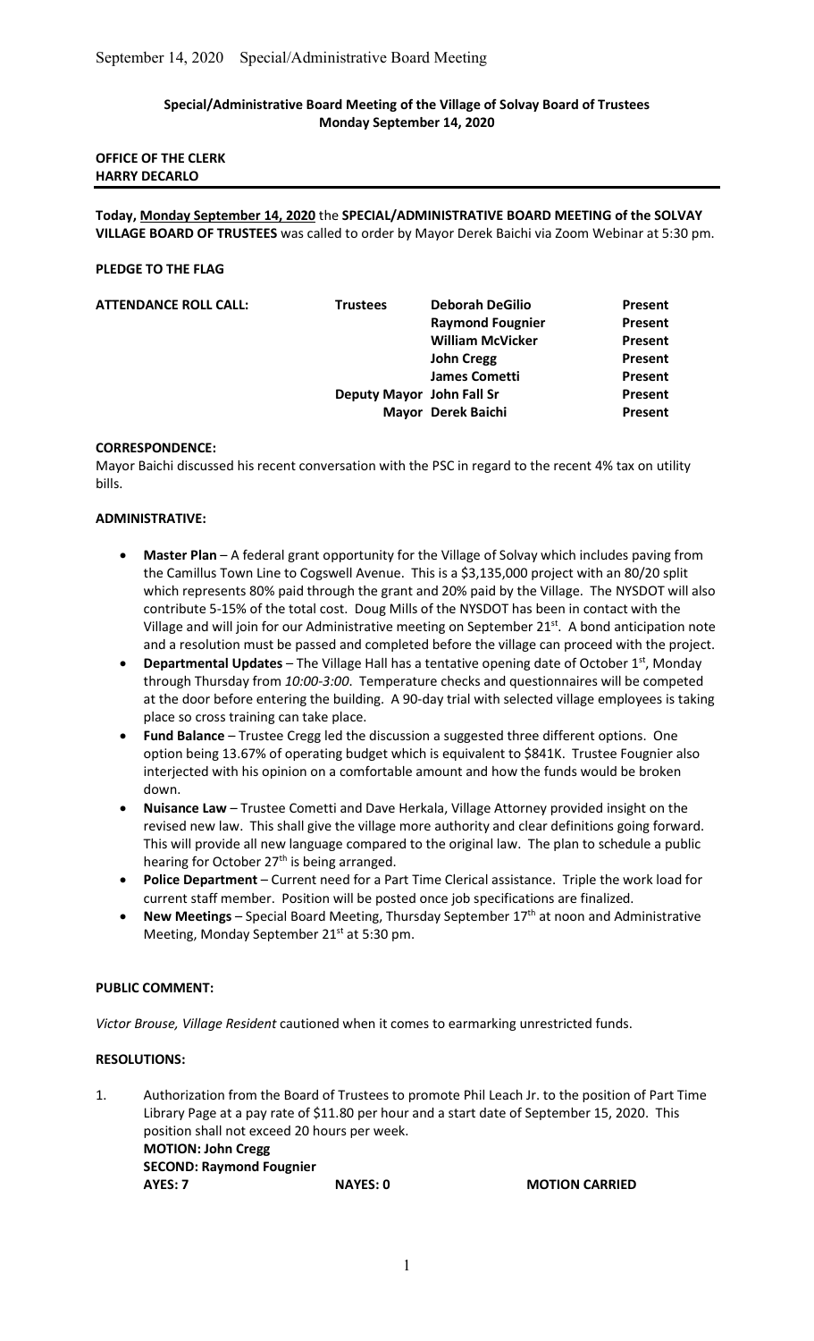**Special/Administrative Board Meeting of the Village of Solvay Board of Trustees**
**Monday September 14, 2020**

**OFFICE OF THE CLERK**
**HARRY DECARLO**

---

**Today, Monday September 14, 2020** the **SPECIAL/ADMINISTRATIVE BOARD MEETING of the SOLVAY VILLAGE BOARD OF TRUSTEES** was called to order by Mayor Derek Baichi via Zoom Webinar at 5:30 pm.

**PLEDGE TO THE FLAG**

| **ATTENDANCE ROLL CALL:** | **Trustees** | **Deborah DeGilio** | **Present** |
|---|---|---|---|
| | | **Raymond Fougnier** | **Present** |
| | | **William McVicker** | **Present** |
| | | **John Cregg** | **Present** |
| | | **James Cometti** | **Present** |
| | **Deputy Mayor** | **John Fall Sr** | **Present** |
| | **Mayor** | **Derek Baichi** | **Present** |

**CORRESPONDENCE:**

Mayor Baichi discussed his recent conversation with the PSC in regard to the recent 4% tax on utility bills.

**ADMINISTRATIVE:**

- **Master Plan** – A federal grant opportunity for the Village of Solvay which includes paving from the Camillus Town Line to Cogswell Avenue. This is a $3,135,000 project with an 80/20 split which represents 80% paid through the grant and 20% paid by the Village. The NYSDOT will also contribute 5-15% of the total cost. Doug Mills of the NYSDOT has been in contact with the Village and will join for our Administrative meeting on September 21st. A bond anticipation note and a resolution must be passed and completed before the village can proceed with the project.
- **Departmental Updates** – The Village Hall has a tentative opening date of October 1st, Monday through Thursday from *10:00-3:00*. Temperature checks and questionnaires will be competed at the door before entering the building. A 90-day trial with selected village employees is taking place so cross training can take place.
- **Fund Balance** – Trustee Cregg led the discussion a suggested three different options. One option being 13.67% of operating budget which is equivalent to $841K. Trustee Fougnier also interjected with his opinion on a comfortable amount and how the funds would be broken down.
- **Nuisance Law** – Trustee Cometti and Dave Herkala, Village Attorney provided insight on the revised new law. This shall give the village more authority and clear definitions going forward. This will provide all new language compared to the original law. The plan to schedule a public hearing for October 27th is being arranged.
- **Police Department** – Current need for a Part Time Clerical assistance. Triple the work load for current staff member. Position will be posted once job specifications are finalized.
- **New Meetings** – Special Board Meeting, Thursday September 17th at noon and Administrative Meeting, Monday September 21st at 5:30 pm.

**PUBLIC COMMENT:**

*Victor Brouse, Village Resident* cautioned when it comes to earmarking unrestricted funds.

**RESOLUTIONS:**

1. Authorization from the Board of Trustees to promote Phil Leach Jr. to the position of Part Time Library Page at a pay rate of $11.80 per hour and a start date of September 15, 2020. This position shall not exceed 20 hours per week.
   **MOTION: John Cregg**
   **SECOND: Raymond Fougnier**
   **AYES: 7** **NAYES: 0** **MOTION CARRIED**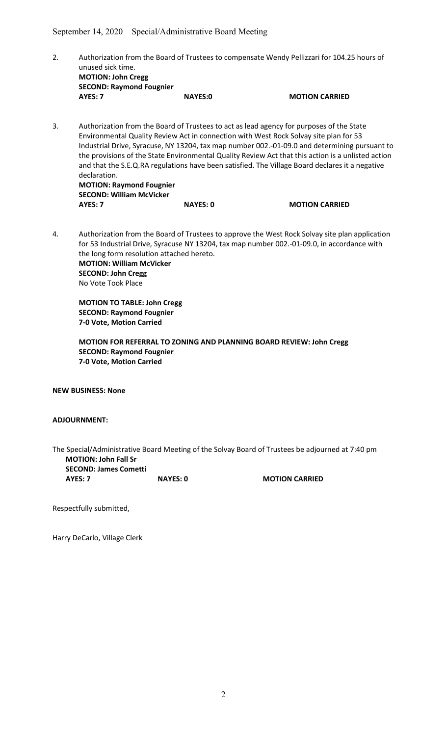2. Authorization from the Board of Trustees to compensate Wendy Pellizzari for 104.25 hours of unused sick time.
   **MOTION: John Cregg**
   **SECOND: Raymond Fougnier**
   **AYES: 7** **NAYES:0** **MOTION CARRIED**

3. Authorization from the Board of Trustees to act as lead agency for purposes of the State Environmental Quality Review Act in connection with West Rock Solvay site plan for 53 Industrial Drive, Syracuse, NY 13204, tax map number 002.-01-09.0 and determining pursuant to the provisions of the State Environmental Quality Review Act that this action is a unlisted action and that the S.E.Q.RA regulations have been satisfied. The Village Board declares it a negative declaration.
   **MOTION: Raymond Fougnier**
   **SECOND: William McVicker**
   **AYES: 7** **NAYES: 0** **MOTION CARRIED**

4. Authorization from the Board of Trustees to approve the West Rock Solvay site plan application for 53 Industrial Drive, Syracuse NY 13204, tax map number 002.-01-09.0, in accordance with the long form resolution attached hereto.
   **MOTION: William McVicker**
   **SECOND: John Cregg**
   No Vote Took Place

   **MOTION TO TABLE: John Cregg**
   **SECOND: Raymond Fougnier**
   **7-0 Vote, Motion Carried**

   **MOTION FOR REFERRAL TO ZONING AND PLANNING BOARD REVIEW: John Cregg**
   **SECOND: Raymond Fougnier**
   **7-0 Vote, Motion Carried**

**NEW BUSINESS: None**

**ADJOURNMENT:**

The Special/Administrative Board Meeting of the Solvay Board of Trustees be adjourned at 7:40 pm
**MOTION: John Fall Sr**
**SECOND: James Cometti**
**AYES: 7** **NAYES: 0** **MOTION CARRIED**

Respectfully submitted,

Harry DeCarlo, Village Clerk